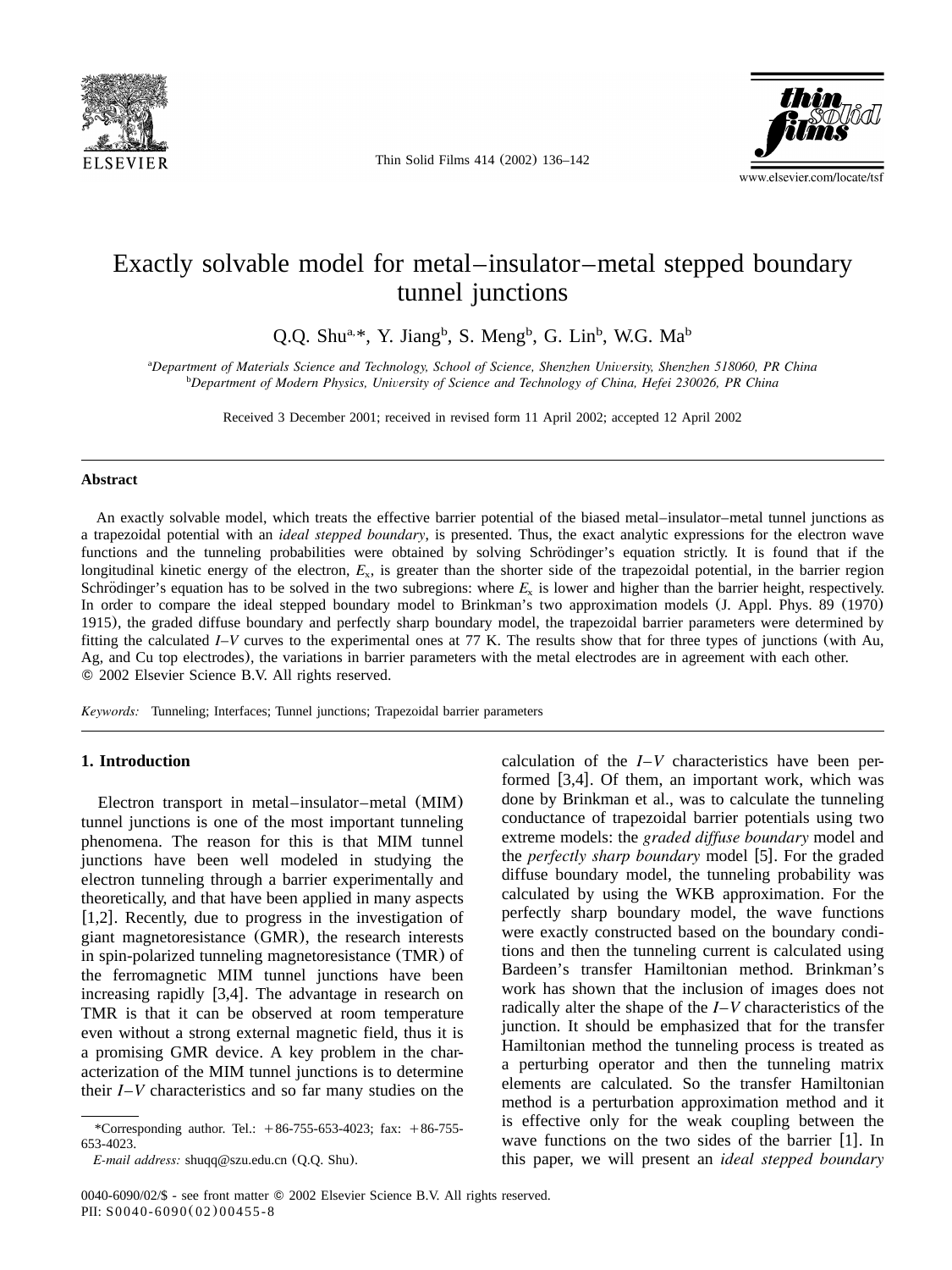# Exactly solvable model for metal–insulator–metal stepped boundary tunnel junctions

Q.Q. Shu[a,*], Y. Jiang[b], S. Meng[b], G. Lin[b], W.G. Ma[b]

[a]*Department of Materials Science and Technology, School of Science, Shenzhen University, Shenzhen 518060, PR China*
[b]*Department of Modern Physics, University of Science and Technology of China, Hefei 230026, PR China*

Received 3 December 2001; received in revised form 11 April 2002; accepted 12 April 2002

## Abstract

An exactly solvable model, which treats the effective barrier potential of the biased metal–insulator–metal tunnel junctions as a trapezoidal potential with an *ideal stepped boundary*, is presented. Thus, the exact analytic expressions for the electron wave functions and the tunneling probabilities were obtained by solving Schrödinger's equation strictly. It is found that if the longitudinal kinetic energy of the electron, $E_x$, is greater than the shorter side of the trapezoidal potential, in the barrier region Schrödinger's equation has to be solved in the two subregions: where $E_x$ is lower and higher than the barrier height, respectively. In order to compare the ideal stepped boundary model to Brinkman's two approximation models (J. Appl. Phys. 89 (1970) 1915), the graded diffuse boundary and perfectly sharp boundary model, the trapezoidal barrier parameters were determined by fitting the calculated *I–V* curves to the experimental ones at 77 K. The results show that for three types of junctions (with Au, Ag, and Cu top electrodes), the variations in barrier parameters with the metal electrodes are in agreement with each other.
© 2002 Elsevier Science B.V. All rights reserved.

*Keywords:* Tunneling; Interfaces; Tunnel junctions; Trapezoidal barrier parameters

## 1. Introduction

Electron transport in metal–insulator–metal (MIM) tunnel junctions is one of the most important tunneling phenomena. The reason for this is that MIM tunnel junctions have been well modeled in studying the electron tunneling through a barrier experimentally and theoretically, and that have been applied in many aspects [1,2]. Recently, due to progress in the investigation of giant magnetoresistance (GMR), the research interests in spin-polarized tunneling magnetoresistance (TMR) of the ferromagnetic MIM tunnel junctions have been increasing rapidly [3,4]. The advantage in research on TMR is that it can be observed at room temperature even without a strong external magnetic field, thus it is a promising GMR device. A key problem in the characterization of the MIM tunnel junctions is to determine their *I–V* characteristics and so far many studies on the calculation of the *I–V* characteristics have been performed [3,4]. Of them, an important work, which was done by Brinkman et al., was to calculate the tunneling conductance of trapezoidal barrier potentials using two extreme models: the *graded diffuse boundary* model and the *perfectly sharp boundary* model [5]. For the graded diffuse boundary model, the tunneling probability was calculated by using the WKB approximation. For the perfectly sharp boundary model, the wave functions were exactly constructed based on the boundary conditions and then the tunneling current is calculated using Bardeen's transfer Hamiltonian method. Brinkman's work has shown that the inclusion of images does not radically alter the shape of the *I–V* characteristics of the junction. It should be emphasized that for the transfer Hamiltonian method the tunneling process is treated as a perturbing operator and then the tunneling matrix elements are calculated. So the transfer Hamiltonian method is a perturbation approximation method and it is effective only for the weak coupling between the wave functions on the two sides of the barrier [1]. In this paper, we will present an *ideal stepped boundary*

*Corresponding author. Tel.: +86-755-653-4023; fax: +86-755-653-4023.
*E-mail address:* shuqq@szu.edu.cn (Q.Q. Shu).

0040-6090/02/$ - see front matter © 2002 Elsevier Science B.V. All rights reserved.
PII: S0040-6090(02)00455-8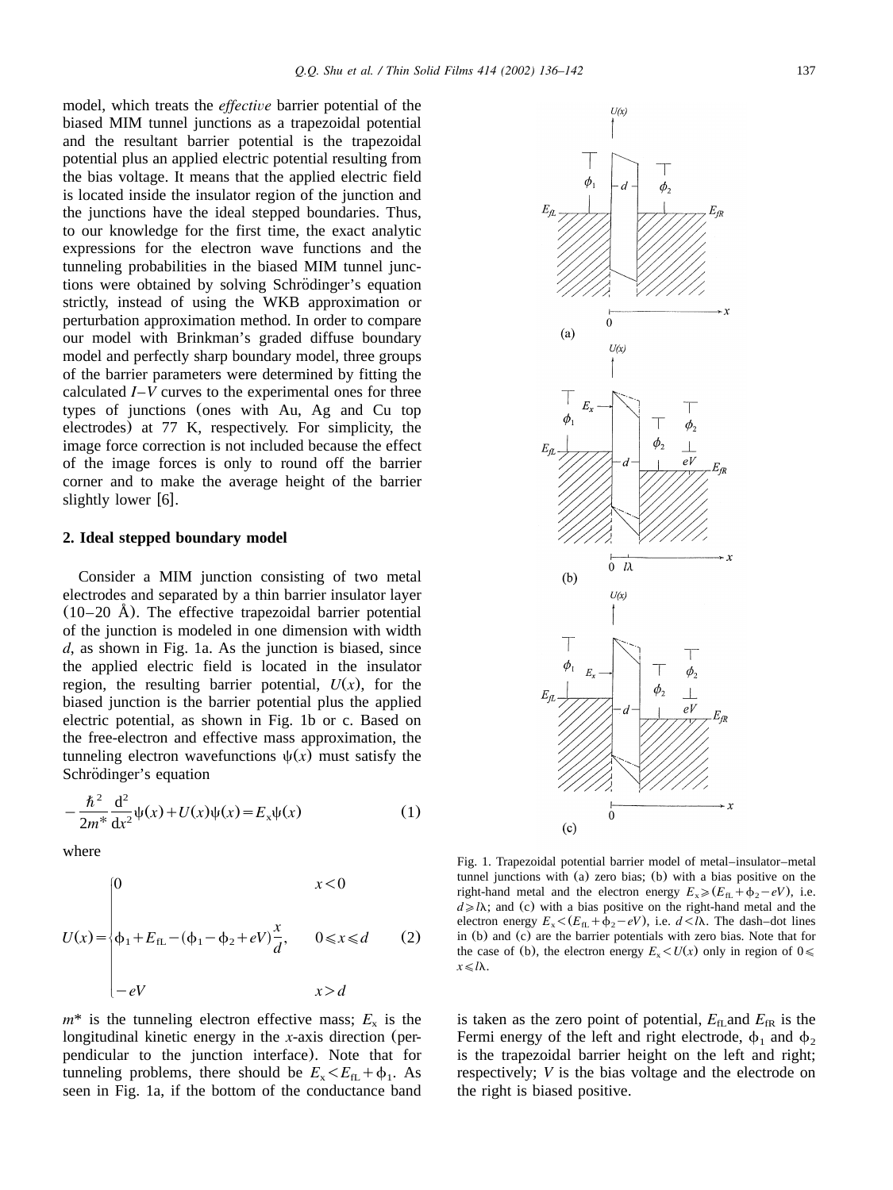model, which treats the *effective* barrier potential of the biased MIM tunnel junctions as a trapezoidal potential and the resultant barrier potential is the trapezoidal potential plus an applied electric potential resulting from the bias voltage. It means that the applied electric field is located inside the insulator region of the junction and the junctions have the ideal stepped boundaries. Thus, to our knowledge for the first time, the exact analytic expressions for the electron wave functions and the tunneling probabilities in the biased MIM tunnel junctions were obtained by solving Schrödinger's equation strictly, instead of using the WKB approximation or perturbation approximation method. In order to compare our model with Brinkman's graded diffuse boundary model and perfectly sharp boundary model, three groups of the barrier parameters were determined by fitting the calculated $I$–$V$ curves to the experimental ones for three types of junctions (ones with Au, Ag and Cu top electrodes) at 77 K, respectively. For simplicity, the image force correction is not included because the effect of the image forces is only to round off the barrier corner and to make the average height of the barrier slightly lower [6].

## 2. Ideal stepped boundary model

Consider a MIM junction consisting of two metal electrodes and separated by a thin barrier insulator layer (10–20 Å). The effective trapezoidal barrier potential of the junction is modeled in one dimension with width $d$, as shown in Fig. 1a. As the junction is biased, since the applied electric field is located in the insulator region, the resulting barrier potential, $U(x)$, for the biased junction is the barrier potential plus the applied electric potential, as shown in Fig. 1b or c. Based on the free-electron and effective mass approximation, the tunneling electron wavefunctions $\psi(x)$ must satisfy the Schrödinger's equation

$$-\frac{\hbar^2}{2m^*}\frac{d^2}{dx^2}\psi(x)+U(x)\psi(x)=E_x\psi(x) \tag{1}$$

where

$$U(x)=\begin{cases}0 & x<0\\ \phi_1+E_{fL}-(\phi_1-\phi_2+eV)\dfrac{x}{d}, & 0\leqslant x\leqslant d\\ -eV & x>d\end{cases} \tag{2}$$

$m^*$ is the tunneling electron effective mass; $E_x$ is the longitudinal kinetic energy in the $x$-axis direction (perpendicular to the junction interface). Note that for tunneling problems, there should be $E_x<E_{fL}+\phi_1$. As seen in Fig. 1a, if the bottom of the conductance band is taken as the zero point of potential, $E_{fL}$ and $E_{fR}$ is the Fermi energy of the left and right electrode, $\phi_1$ and $\phi_2$ is the trapezoidal barrier height on the left and right; respectively; $V$ is the bias voltage and the electrode on the right is biased positive.

Fig. 1. Trapezoidal potential barrier model of metal–insulator–metal tunnel junctions with (a) zero bias; (b) with a bias positive on the right-hand metal and the electron energy $E_x\geqslant(E_{fL}+\phi_2-eV)$, i.e. $d\geqslant l\lambda$; and (c) with a bias positive on the right-hand metal and the electron energy $E_x<(E_{fL}+\phi_2-eV)$, i.e. $d<l\lambda$. The dash–dot lines in (b) and (c) are the barrier potentials with zero bias. Note that for the case of (b), the electron energy $E_x<U(x)$ only in region of $0\leqslant x\leqslant l\lambda$.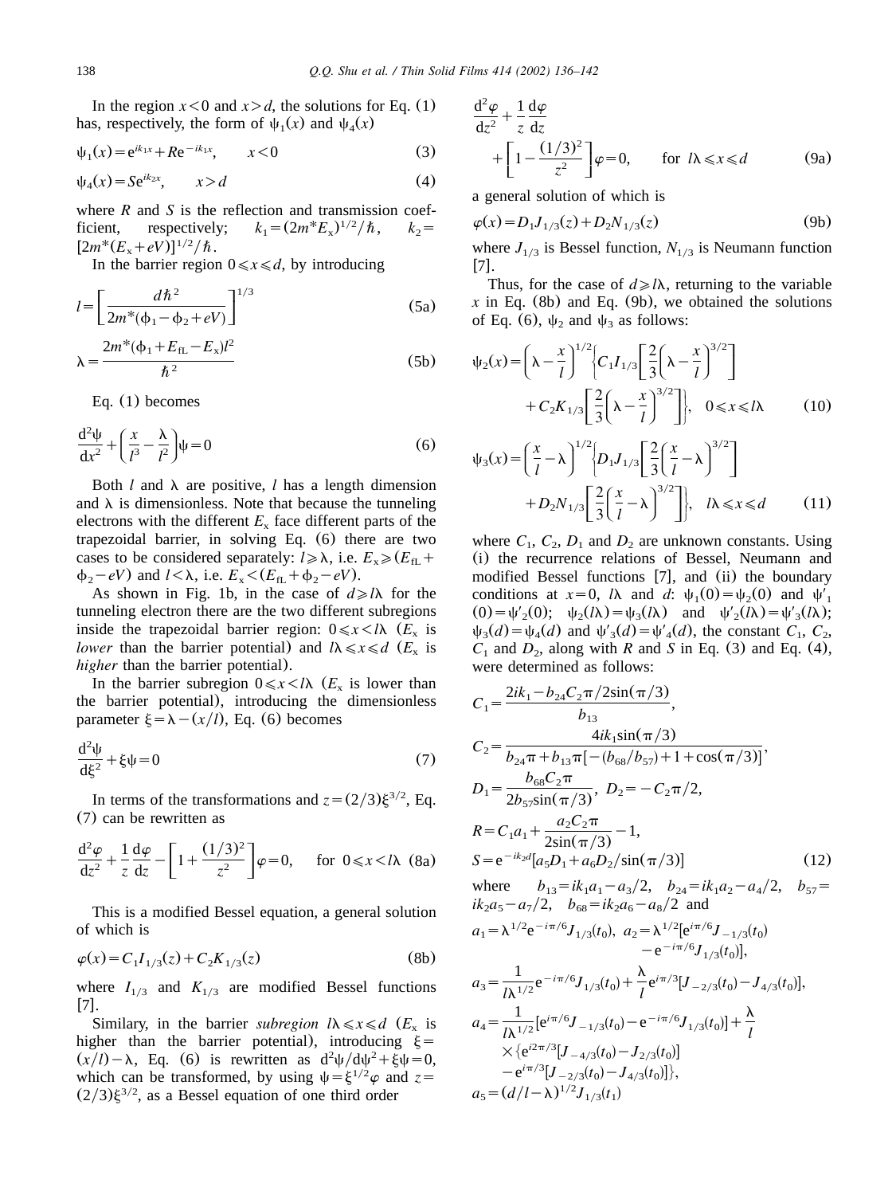In the region $x<0$ and $x>d$, the solutions for Eq. (1) has, respectively, the form of $\psi_1(x)$ and $\psi_4(x)$

$$\psi_1(x) = e^{ik_1 x} + Re^{-ik_1 x}, \qquad x<0 \tag{3}$$

$$\psi_4(x) = Se^{ik_2 x}, \qquad x>d \tag{4}$$

where $R$ and $S$ is the reflection and transmission coefficient, respectively; $k_1 = (2m^* E_x)^{1/2}/\hbar$, $k_2 = [2m^*(E_x + eV)]^{1/2}/\hbar$.

In the barrier region $0 \leqslant x \leqslant d$, by introducing

$$l = \left[\frac{d\hbar^2}{2m^*(\phi_1 - \phi_2 + eV)}\right]^{1/3} \tag{5a}$$

$$\lambda = \frac{2m^*(\phi_1 + E_{fL} - E_x)l^2}{\hbar^2} \tag{5b}$$

Eq. (1) becomes

$$\frac{d^2\psi}{dx^2} + \left(\frac{x}{l^3} - \frac{\lambda}{l^2}\right)\psi = 0 \tag{6}$$

Both $l$ and $\lambda$ are positive, $l$ has a length dimension and $\lambda$ is dimensionless. Note that because the tunneling electrons with the different $E_x$ face different parts of the trapezoidal barrier, in solving Eq. (6) there are two cases to be considered separately: $l \geqslant \lambda$, i.e. $E_x \geqslant (E_{fL} + \phi_2 - eV)$ and $l < \lambda$, i.e. $E_x < (E_{fL} + \phi_2 - eV)$.

As shown in Fig. 1b, in the case of $d \geqslant l\lambda$ for the tunneling electron there are the two different subregions inside the trapezoidal barrier region: $0 \leqslant x < l\lambda$ ($E_x$ is *lower* than the barrier potential) and $l\lambda \leqslant x \leqslant d$ ($E_x$ is *higher* than the barrier potential).

In the barrier subregion $0 \leqslant x < l\lambda$ ($E_x$ is lower than the barrier potential), introducing the dimensionless parameter $\xi = \lambda - (x/l)$, Eq. (6) becomes

$$\frac{d^2\psi}{d\xi^2} + \xi\psi = 0 \tag{7}$$

In terms of the transformations and $z = (2/3)\xi^{3/2}$, Eq. (7) can be rewritten as

$$\frac{d^2\varphi}{dz^2} + \frac{1}{z}\frac{d\varphi}{dz} - \left[1 + \frac{(1/3)^2}{z^2}\right]\varphi = 0, \qquad \text{for } 0 \leqslant x < l\lambda \tag{8a}$$

This is a modified Bessel equation, a general solution of which is

$$\varphi(x) = C_1 I_{1/3}(z) + C_2 K_{1/3}(z) \tag{8b}$$

where $I_{1/3}$ and $K_{1/3}$ are modified Bessel functions [7].

Similary, in the barrier *subregion* $l\lambda \leqslant x \leqslant d$ ($E_x$ is higher than the barrier potential), introducing $\xi = (x/l) - \lambda$, Eq. (6) is rewritten as $d^2\psi/d\psi^2 + \xi\psi = 0$, which can be transformed, by using $\psi = \xi^{1/2}\varphi$ and $z = (2/3)\xi^{3/2}$, as a Bessel equation of one third order

$$\frac{d^2\varphi}{dz^2} + \frac{1}{z}\frac{d\varphi}{dz} + \left[1 - \frac{(1/3)^2}{z^2}\right]\varphi = 0, \qquad \text{for } l\lambda \leqslant x \leqslant d \tag{9a}$$

a general solution of which is

$$\varphi(x) = D_1 J_{1/3}(z) + D_2 N_{1/3}(z) \tag{9b}$$

where $J_{1/3}$ is Bessel function, $N_{1/3}$ is Neumann function [7].

Thus, for the case of $d \geqslant l\lambda$, returning to the variable $x$ in Eq. (8b) and Eq. (9b), we obtained the solutions of Eq. (6), $\psi_2$ and $\psi_3$ as follows:

$$\psi_2(x) = \left(\lambda - \frac{x}{l}\right)^{1/2}\left\{C_1 I_{1/3}\left[\frac{2}{3}\left(\lambda - \frac{x}{l}\right)^{3/2}\right] + C_2 K_{1/3}\left[\frac{2}{3}\left(\lambda - \frac{x}{l}\right)^{3/2}\right]\right\}, \quad 0 \leqslant x \leqslant l\lambda \tag{10}$$

$$\psi_3(x) = \left(\frac{x}{l} - \lambda\right)^{1/2}\left\{D_1 J_{1/3}\left[\frac{2}{3}\left(\frac{x}{l} - \lambda\right)^{3/2}\right] + D_2 N_{1/3}\left[\frac{2}{3}\left(\frac{x}{l} - \lambda\right)^{3/2}\right]\right\}, \quad l\lambda \leqslant x \leqslant d \tag{11}$$

where $C_1$, $C_2$, $D_1$ and $D_2$ are unknown constants. Using (i) the recurrence relations of Bessel, Neumann and modified Bessel functions [7], and (ii) the boundary conditions at $x=0$, $l\lambda$ and $d$: $\psi_1(0) = \psi_2(0)$ and $\psi'_1(0) = \psi'_2(0)$; $\psi_2(l\lambda) = \psi_3(l\lambda)$ and $\psi'_2(l\lambda) = \psi'_3(l\lambda)$; $\psi_3(d) = \psi_4(d)$ and $\psi'_3(d) = \psi'_4(d)$, the constant $C_1$, $C_2$, $C_1$ and $D_2$, along with $R$ and $S$ in Eq. (3) and Eq. (4), were determined as follows:

$$C_1 = \frac{2ik_1 - b_{24}C_2\pi/2\sin(\pi/3)}{b_{13}},$$

$$C_2 = \frac{4ik_1\sin(\pi/3)}{b_{24}\pi + b_{13}\pi[-(b_{68}/b_{57}) + 1 + \cos(\pi/3)]},$$

$$D_1 = \frac{b_{68}C_2\pi}{2b_{57}\sin(\pi/3)}, \quad D_2 = -C_2\pi/2,$$

$$R = C_1 a_1 + \frac{a_2 C_2 \pi}{2\sin(\pi/3)} - 1,$$

$$S = e^{-ik_2 d}[a_5 D_1 + a_6 D_2/\sin(\pi/3)] \tag{12}$$

where $b_{13} = ik_1 a_1 - a_3/2$, $b_{24} = ik_1 a_2 - a_4/2$, $b_{57} = ik_2 a_5 - a_7/2$, $b_{68} = ik_2 a_6 - a_8/2$ and

$$a_1 = \lambda^{1/2} e^{-i\pi/6} J_{1/3}(t_0), \quad a_2 = \lambda^{1/2}[e^{i\pi/6} J_{-1/3}(t_0) - e^{-i\pi/6} J_{1/3}(t_0)],$$

$$a_3 = \frac{1}{l\lambda^{1/2}} e^{-i\pi/6} J_{1/3}(t_0) + \frac{\lambda}{l} e^{i\pi/3}[J_{-2/3}(t_0) - J_{4/3}(t_0)],$$

$$a_4 = \frac{1}{l\lambda^{1/2}}[e^{i\pi/6} J_{-1/3}(t_0) - e^{-i\pi/6} J_{1/3}(t_0)] + \frac{\lambda}{l} \times \{e^{i2\pi/3}[J_{-4/3}(t_0) - J_{2/3}(t_0)] - e^{i\pi/3}[J_{-2/3}(t_0) - J_{4/3}(t_0)]\},$$

$$a_5 = (d/l - \lambda)^{1/2} J_{1/3}(t_1)$$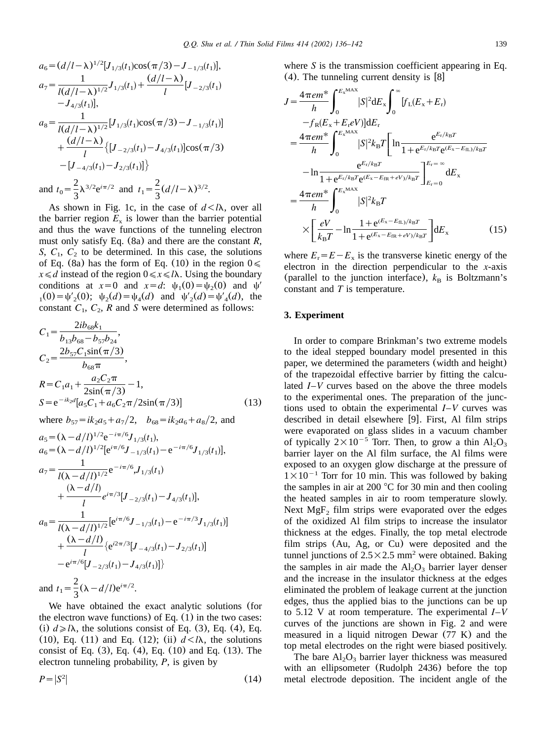$$
\begin{aligned}
a_6 &= (d/l-\lambda)^{1/2}[J_{1/3}(t_1)\cos(\pi/3) - J_{-1/3}(t_1)],\\
a_7 &= \frac{1}{l(d/l-\lambda)^{1/2}} J_{1/3}(t_1) + \frac{(d/l-\lambda)}{l}[J_{-2/3}(t_1) - J_{4/3}(t_1)],\\
a_8 &= \frac{1}{l(d/l-\lambda)^{1/2}}[J_{1/3}(t_1)\cos(\pi/3) - J_{-1/3}(t_1)] + \frac{(d/l-\lambda)}{l}\{[J_{-2/3}(t_1) - J_{4/3}(t_1)]\cos(\pi/3) - [J_{-4/3}(t_1) - J_{2/3}(t_1)]\}
\end{aligned}
$$

and $t_0 = \frac{2}{3}\lambda^{3/2}e^{i\pi/2}$ and $t_1 = \frac{2}{3}(d/l-\lambda)^{3/2}$.

As shown in Fig. 1c, in the case of $d<l\lambda$, over all the barrier region $E_x$ is lower than the barrier potential and thus the wave functions of the tunneling electron must only satisfy Eq. (8a) and there are the constant $R$, $S$, $C_1$, $C_2$ to be determined. In this case, the solutions of Eq. (8a) has the form of Eq. (10) in the region $0 \leqslant x \leqslant d$ instead of the region $0 \leqslant x \leqslant l\lambda$. Using the boundary conditions at $x=0$ and $x=d$: $\psi_1(0)=\psi_2(0)$ and $\psi'_1(0)=\psi'_2(0)$; $\psi_2(d)=\psi_4(d)$ and $\psi'_2(d)=\psi'_4(d)$, the constant $C_1$, $C_2$, $R$ and $S$ were determined as follows:

$$
\begin{aligned}
C_1 &= \frac{2ib_{68}k_1}{b_{13}b_{68} - b_{57}b_{24}},\\
C_2 &= \frac{2b_{57}C_1\sin(\pi/3)}{b_{68}\pi},\\
R &= C_1a_1 + \frac{a_2C_2\pi}{2\sin(\pi/3)} - 1,\\
S &= e^{-ik_2d}[a_5C_1 + a_6C_2\pi/2\sin(\pi/3)]
\end{aligned}
\tag{13}
$$

where $b_{57}=ik_2a_5+a_7/2$, $b_{68}=ik_2a_6+a_8/2$, and

$$
\begin{aligned}
a_5 &= (\lambda-d/l)^{1/2}e^{-i\pi/6}J_{1/3}(t_1),\\
a_6 &= (\lambda-d/l)^{1/2}[e^{i\pi/6}J_{-1/3}(t_1) - e^{-i\pi/6}J_{1/3}(t_1)],\\
a_7 &= \frac{1}{l(\lambda-d/l)^{1/2}}e^{-i\pi/6}, J_{1/3}(t_1) + \frac{(\lambda-d/l)}{l}e^{i\pi/3}[J_{-2/3}(t_1) - J_{4/3}(t_1)],\\
a_8 &= \frac{1}{l(\lambda-d/l)^{1/2}}[e^{i\pi/6}J_{-1/3}(t_1) - e^{-i\pi/3}J_{1/3}(t_1)] + \frac{(\lambda-d/l)}{l}\{e^{i2\pi/3}[J_{-4/3}(t_1) - J_{2/3}(t_1)] - e^{i\pi/6}[J_{-2/3}(t_1) - J_{4/3}(t_1)]\}
\end{aligned}
$$

and $t_1 = \frac{2}{3}(\lambda-d/l)e^{i\pi/2}$.

We have obtained the exact analytic solutions (for the electron wave functions) of Eq. (1) in the two cases: (i) $d \geqslant l\lambda$, the solutions consist of Eq. (3), Eq. (4), Eq. (10), Eq. (11) and Eq. (12); (ii) $d<l\lambda$, the solutions consist of Eq. (3), Eq. (4), Eq. (10) and Eq. (13). The electron tunneling probability, $P$, is given by

$$
P = |S^2|
\tag{14}
$$

where $S$ is the transmission coefficient appearing in Eq. (4). The tunneling current density is [8]

$$
\begin{aligned}
J &= \frac{4\pi em^*}{h}\int_0^{E_x^{\mathrm{MAX}}}|S|^2 \mathrm{d}E_x \int_0^{\infty}[f_L(E_x+E_r) - f_R(E_x+E_r eV)]\mathrm{d}E_r\\
&= \frac{4\pi em^*}{h}\int_0^{E_x^{\mathrm{MAX}}}|S|^2 k_BT\left[\ln\frac{e^{E_r/k_BT}}{1+e^{E_r/k_BT}e^{(E_x-E_{fL})/k_BT}} - \ln\frac{e^{E_r/k_BT}}{1+e^{E_r/k_BT}e^{(E_x-E_{fR}+eV)/k_BT}}\right]_{E_r=0}^{E_r=\infty}\mathrm{d}E_x\\
&= \frac{4\pi em^*}{h}\int_0^{E_x^{\mathrm{MAX}}}|S|^2 k_BT \times\left[\frac{eV}{k_BT} - \ln\frac{1+e^{(E_x-E_{fL})/k_BT}}{1+e^{(E_x-E_{fR}+eV)/k_BT}}\right]\mathrm{d}E_x
\end{aligned}
\tag{15}
$$

where $E_r=E-E_x$ is the transverse kinetic energy of the electron in the direction perpendicular to the $x$-axis (parallel to the junction interface), $k_B$ is Boltzmann's constant and $T$ is temperature.

## 3. Experiment

In order to compare Brinkman's two extreme models to the ideal stepped boundary model presented in this paper, we determined the parameters (width and height) of the trapezoidal effective barrier by fitting the calculated $I$–$V$ curves based on the above the three models to the experimental ones. The preparation of the junctions used to obtain the experimental $I$–$V$ curves was described in detail elsewhere [9]. First, Al film strips were evaporated on glass slides in a vacuum chamber of typically $2\times10^{-5}$ Torr. Then, to grow a thin $Al_2O_3$ barrier layer on the Al film surface, the Al films were exposed to an oxygen glow discharge at the pressure of $1\times10^{-1}$ Torr for 10 min. This was followed by baking the samples in air at 200 °C for 30 min and then cooling the heated samples in air to room temperature slowly. Next $MgF_2$ film strips were evaporated over the edges of the oxidized Al film strips to increase the insulator thickness at the edges. Finally, the top metal electrode film strips (Au, Ag, or Cu) were deposited and the tunnel junctions of $2.5\times2.5$ mm$^2$ were obtained. Baking the samples in air made the $Al_2O_3$ barrier layer denser and the increase in the insulator thickness at the edges eliminated the problem of leakage current at the junction edges, thus the applied bias to the junctions can be up to 5.12 V at room temperature. The experimental $I$–$V$ curves of the junctions are shown in Fig. 2 and were measured in a liquid nitrogen Dewar (77 K) and the top metal electrodes on the right were biased positively.

The bare $Al_2O_3$ barrier layer thickness was measured with an ellipsometer (Rudolph 2436) before the top metal electrode deposition. The incident angle of the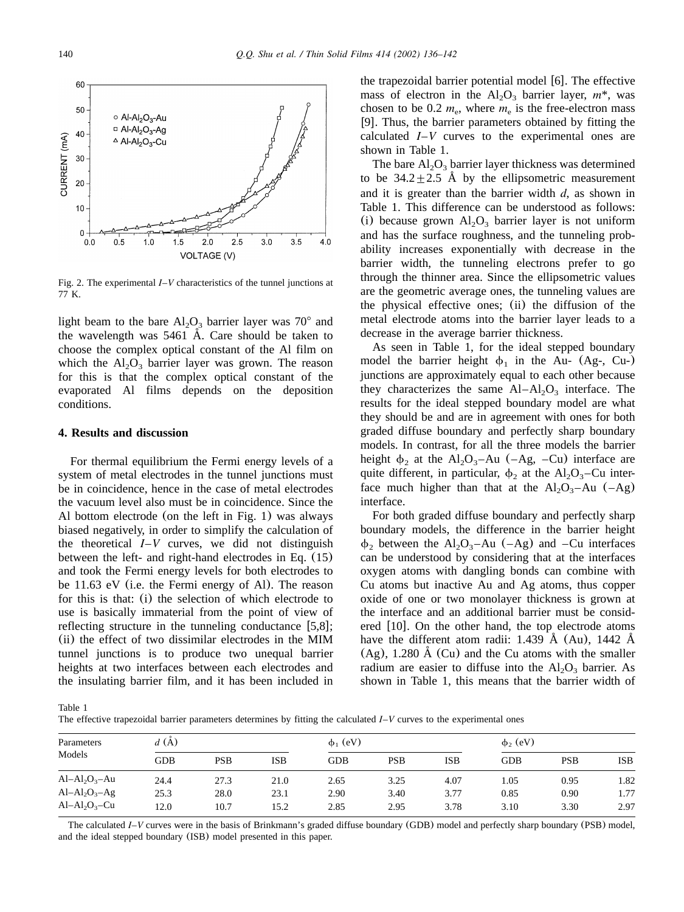Fig. 2. The experimental *I–V* characteristics of the tunnel junctions at 77 K.

light beam to the bare $Al_2O_3$ barrier layer was 70° and the wavelength was 5461 Å. Care should be taken to choose the complex optical constant of the Al film on which the $Al_2O_3$ barrier layer was grown. The reason for this is that the complex optical constant of the evaporated Al films depends on the deposition conditions.

## 4. Results and discussion

For thermal equilibrium the Fermi energy levels of a system of metal electrodes in the tunnel junctions must be in coincidence, hence in the case of metal electrodes the vacuum level also must be in coincidence. Since the Al bottom electrode (on the left in Fig. 1) was always biased negatively, in order to simplify the calculation of the theoretical *I–V* curves, we did not distinguish between the left- and right-hand electrodes in Eq. (15) and took the Fermi energy levels for both electrodes to be 11.63 eV (i.e. the Fermi energy of Al). The reason for this is that: (i) the selection of which electrode to use is basically immaterial from the point of view of reflecting structure in the tunneling conductance [5,8]; (ii) the effect of two dissimilar electrodes in the MIM tunnel junctions is to produce two unequal barrier heights at two interfaces between each electrodes and the insulating barrier film, and it has been included in the trapezoidal barrier potential model [6]. The effective mass of electron in the $Al_2O_3$ barrier layer, $m^*$, was chosen to be 0.2 $m_e$, where $m_e$ is the free-electron mass [9]. Thus, the barrier parameters obtained by fitting the calculated *I–V* curves to the experimental ones are shown in Table 1.

The bare $Al_2O_3$ barrier layer thickness was determined to be $34.2 \pm 2.5$ Å by the ellipsometric measurement and it is greater than the barrier width $d$, as shown in Table 1. This difference can be understood as follows: (i) because grown $Al_2O_3$ barrier layer is not uniform and has the surface roughness, and the tunneling probability increases exponentially with decrease in the barrier width, the tunneling electrons prefer to go through the thinner area. Since the ellipsometric values are the geometric average ones, the tunneling values are the physical effective ones; (ii) the diffusion of the metal electrode atoms into the barrier layer leads to a decrease in the average barrier thickness.

As seen in Table 1, for the ideal stepped boundary model the barrier height $\phi_1$ in the Au- (Ag-, Cu-) junctions are approximately equal to each other because they characterizes the same $Al–Al_2O_3$ interface. The results for the ideal stepped boundary model are what they should be and are in agreement with ones for both graded diffuse boundary and perfectly sharp boundary models. In contrast, for all the three models the barrier height $\phi_2$ at the $Al_2O_3$–Au (–Ag, –Cu) interface are quite different, in particular, $\phi_2$ at the $Al_2O_3$–Cu interface much higher than that at the $Al_2O_3$–Au (–Ag) interface.

For both graded diffuse boundary and perfectly sharp boundary models, the difference in the barrier height $\phi_2$ between the $Al_2O_3$–Au (–Ag) and –Cu interfaces can be understood by considering that at the interfaces oxygen atoms with dangling bonds can combine with Cu atoms but inactive Au and Ag atoms, thus copper oxide of one or two monolayer thickness is grown at the interface and an additional barrier must be considered [10]. On the other hand, the top electrode atoms have the different atom radii: 1.439 Å (Au), 1442 Å (Ag), 1.280 Å (Cu) and the Cu atoms with the smaller radium are easier to diffuse into the $Al_2O_3$ barrier. As shown in Table 1, this means that the barrier width of

Table 1
The effective trapezoidal barrier parameters determines by fitting the calculated *I–V* curves to the experimental ones

| Parameters Models | $d$ (Å) | | | $\phi_1$ (eV) | | | $\phi_2$ (eV) | | |
|---|---|---|---|---|---|---|---|---|---|
| | GDB | PSB | ISB | GDB | PSB | ISB | GDB | PSB | ISB |
| $Al–Al_2O_3$–Au | 24.4 | 27.3 | 21.0 | 2.65 | 3.25 | 4.07 | 1.05 | 0.95 | 1.82 |
| $Al–Al_2O_3$–Ag | 25.3 | 28.0 | 23.1 | 2.90 | 3.40 | 3.77 | 0.85 | 0.90 | 1.77 |
| $Al–Al_2O_3$–Cu | 12.0 | 10.7 | 15.2 | 2.85 | 2.95 | 3.78 | 3.10 | 3.30 | 2.97 |

The calculated *I–V* curves were in the basis of Brinkmann's graded diffuse boundary (GDB) model and perfectly sharp boundary (PSB) model, and the ideal stepped boundary (ISB) model presented in this paper.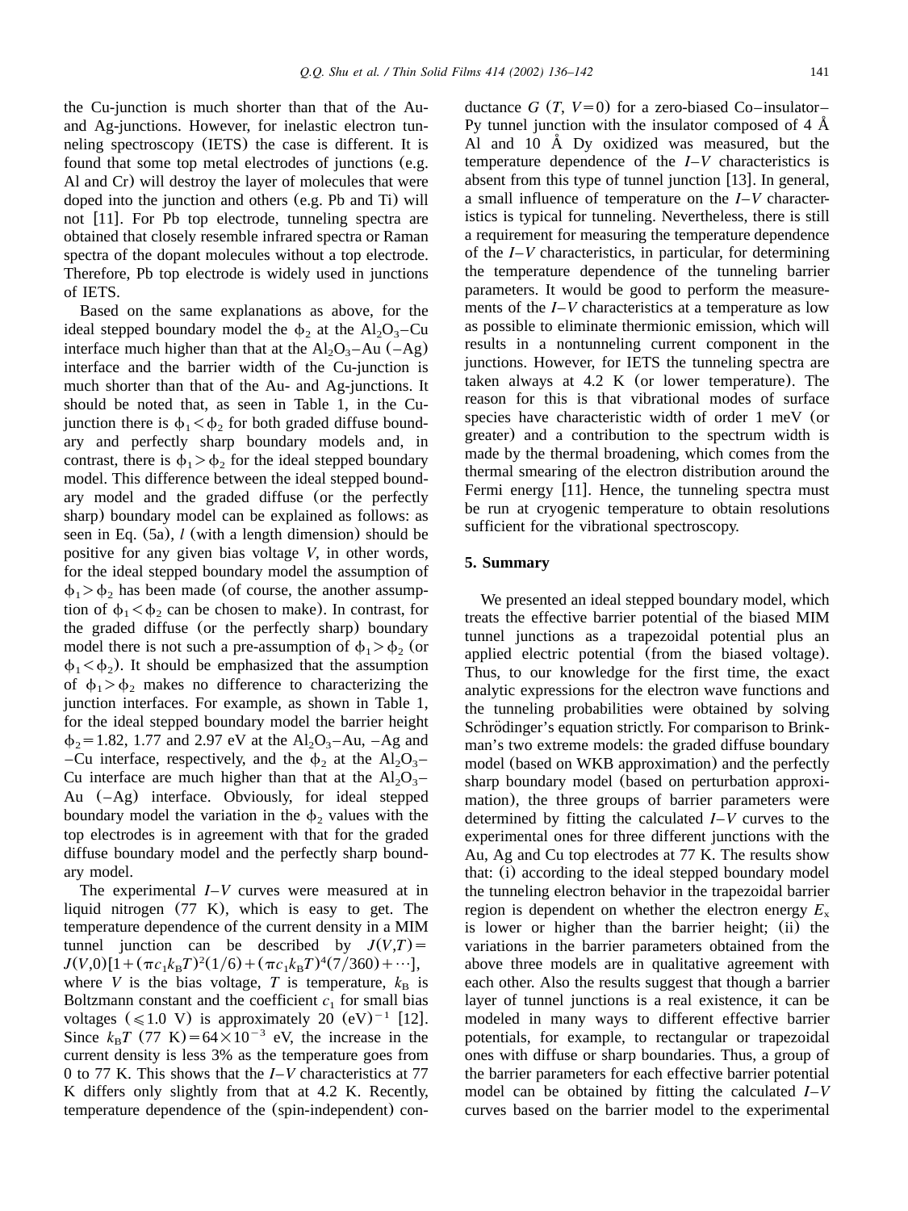the Cu-junction is much shorter than that of the Au- and Ag-junctions. However, for inelastic electron tunneling spectroscopy (IETS) the case is different. It is found that some top metal electrodes of junctions (e.g. Al and Cr) will destroy the layer of molecules that were doped into the junction and others (e.g. Pb and Ti) will not [11]. For Pb top electrode, tunneling spectra are obtained that closely resemble infrared spectra or Raman spectra of the dopant molecules without a top electrode. Therefore, Pb top electrode is widely used in junctions of IETS.

Based on the same explanations as above, for the ideal stepped boundary model the $\phi_2$ at the $Al_2O_3$–Cu interface much higher than that at the $Al_2O_3$–Au (–Ag) interface and the barrier width of the Cu-junction is much shorter than that of the Au- and Ag-junctions. It should be noted that, as seen in Table 1, in the Cu-junction there is $\phi_1 < \phi_2$ for both graded diffuse boundary and perfectly sharp boundary models and, in contrast, there is $\phi_1 > \phi_2$ for the ideal stepped boundary model. This difference between the ideal stepped boundary model and the graded diffuse (or the perfectly sharp) boundary model can be explained as follows: as seen in Eq. (5a), $l$ (with a length dimension) should be positive for any given bias voltage $V$, in other words, for the ideal stepped boundary model the assumption of $\phi_1 > \phi_2$ has been made (of course, the another assumption of $\phi_1 < \phi_2$ can be chosen to make). In contrast, for the graded diffuse (or the perfectly sharp) boundary model there is not such a pre-assumption of $\phi_1 > \phi_2$ (or $\phi_1 < \phi_2$). It should be emphasized that the assumption of $\phi_1 > \phi_2$ makes no difference to characterizing the junction interfaces. For example, as shown in Table 1, for the ideal stepped boundary model the barrier height $\phi_2 = 1.82$, 1.77 and 2.97 eV at the $Al_2O_3$–Au, –Ag and –Cu interface, respectively, and the $\phi_2$ at the $Al_2O_3$–Cu interface are much higher than that at the $Al_2O_3$–Au (–Ag) interface. Obviously, for ideal stepped boundary model the variation in the $\phi_2$ values with the top electrodes is in agreement with that for the graded diffuse boundary model and the perfectly sharp boundary model.

The experimental $I$–$V$ curves were measured at in liquid nitrogen (77 K), which is easy to get. The temperature dependence of the current density in a MIM tunnel junction can be described by $J(V,T) = J(V,0)[1 + (\pi c_1 k_B T)^2(1/6) + (\pi c_1 k_B T)^4(7/360) + \cdots]$, where $V$ is the bias voltage, $T$ is temperature, $k_B$ is Boltzmann constant and the coefficient $c_1$ for small bias voltages ($\leqslant 1.0$ V) is approximately 20 $(\mathrm{eV})^{-1}$ [12]. Since $k_B T$ (77 K) $= 64 \times 10^{-3}$ eV, the increase in the current density is less 3% as the temperature goes from 0 to 77 K. This shows that the $I$–$V$ characteristics at 77 K differs only slightly from that at 4.2 K. Recently, temperature dependence of the (spin-independent) conductance $G$ ($T$, $V = 0$) for a zero-biased Co–insulator–Py tunnel junction with the insulator composed of 4 Å Al and 10 Å Dy oxidized was measured, but the temperature dependence of the $I$–$V$ characteristics is absent from this type of tunnel junction [13]. In general, a small influence of temperature on the $I$–$V$ characteristics is typical for tunneling. Nevertheless, there is still a requirement for measuring the temperature dependence of the $I$–$V$ characteristics, in particular, for determining the temperature dependence of the tunneling barrier parameters. It would be good to perform the measurements of the $I$–$V$ characteristics at a temperature as low as possible to eliminate thermionic emission, which will results in a nontunneling current component in the junctions. However, for IETS the tunneling spectra are taken always at 4.2 K (or lower temperature). The reason for this is that vibrational modes of surface species have characteristic width of order 1 meV (or greater) and a contribution to the spectrum width is made by the thermal broadening, which comes from the thermal smearing of the electron distribution around the Fermi energy [11]. Hence, the tunneling spectra must be run at cryogenic temperature to obtain resolutions sufficient for the vibrational spectroscopy.

## 5. Summary

We presented an ideal stepped boundary model, which treats the effective barrier potential of the biased MIM tunnel junctions as a trapezoidal potential plus an applied electric potential (from the biased voltage). Thus, to our knowledge for the first time, the exact analytic expressions for the electron wave functions and the tunneling probabilities were obtained by solving Schrödinger's equation strictly. For comparison to Brinkman's two extreme models: the graded diffuse boundary model (based on WKB approximation) and the perfectly sharp boundary model (based on perturbation approximation), the three groups of barrier parameters were determined by fitting the calculated $I$–$V$ curves to the experimental ones for three different junctions with the Au, Ag and Cu top electrodes at 77 K. The results show that: (i) according to the ideal stepped boundary model the tunneling electron behavior in the trapezoidal barrier region is dependent on whether the electron energy $E_x$ is lower or higher than the barrier height; (ii) the variations in the barrier parameters obtained from the above three models are in qualitative agreement with each other. Also the results suggest that though a barrier layer of tunnel junctions is a real existence, it can be modeled in many ways to different effective barrier potentials, for example, to rectangular or trapezoidal ones with diffuse or sharp boundaries. Thus, a group of the barrier parameters for each effective barrier potential model can be obtained by fitting the calculated $I$–$V$ curves based on the barrier model to the experimental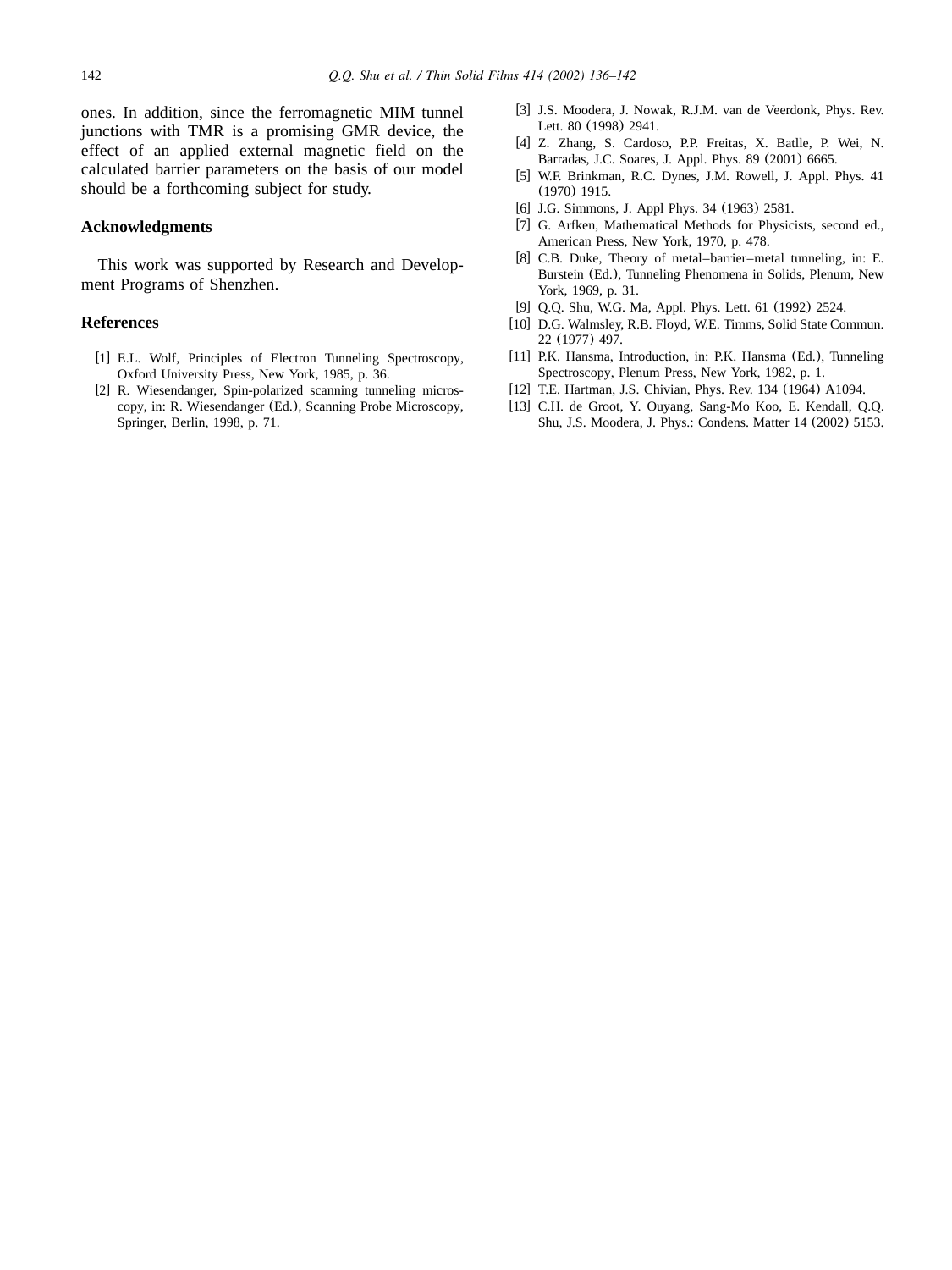ones. In addition, since the ferromagnetic MIM tunnel junctions with TMR is a promising GMR device, the effect of an applied external magnetic field on the calculated barrier parameters on the basis of our model should be a forthcoming subject for study.

## Acknowledgments

This work was supported by Research and Development Programs of Shenzhen.

## References

[1] E.L. Wolf, Principles of Electron Tunneling Spectroscopy, Oxford University Press, New York, 1985, p. 36.

[2] R. Wiesendanger, Spin-polarized scanning tunneling microscopy, in: R. Wiesendanger (Ed.), Scanning Probe Microscopy, Springer, Berlin, 1998, p. 71.

[3] J.S. Moodera, J. Nowak, R.J.M. van de Veerdonk, Phys. Rev. Lett. 80 (1998) 2941.

[4] Z. Zhang, S. Cardoso, P.P. Freitas, X. Batlle, P. Wei, N. Barradas, J.C. Soares, J. Appl. Phys. 89 (2001) 6665.

[5] W.F. Brinkman, R.C. Dynes, J.M. Rowell, J. Appl. Phys. 41 (1970) 1915.

[6] J.G. Simmons, J. Appl Phys. 34 (1963) 2581.

[7] G. Arfken, Mathematical Methods for Physicists, second ed., American Press, New York, 1970, p. 478.

[8] C.B. Duke, Theory of metal–barrier–metal tunneling, in: E. Burstein (Ed.), Tunneling Phenomena in Solids, Plenum, New York, 1969, p. 31.

[9] Q.Q. Shu, W.G. Ma, Appl. Phys. Lett. 61 (1992) 2524.

[10] D.G. Walmsley, R.B. Floyd, W.E. Timms, Solid State Commun. 22 (1977) 497.

[11] P.K. Hansma, Introduction, in: P.K. Hansma (Ed.), Tunneling Spectroscopy, Plenum Press, New York, 1982, p. 1.

[12] T.E. Hartman, J.S. Chivian, Phys. Rev. 134 (1964) A1094.

[13] C.H. de Groot, Y. Ouyang, Sang-Mo Koo, E. Kendall, Q.Q. Shu, J.S. Moodera, J. Phys.: Condens. Matter 14 (2002) 5153.